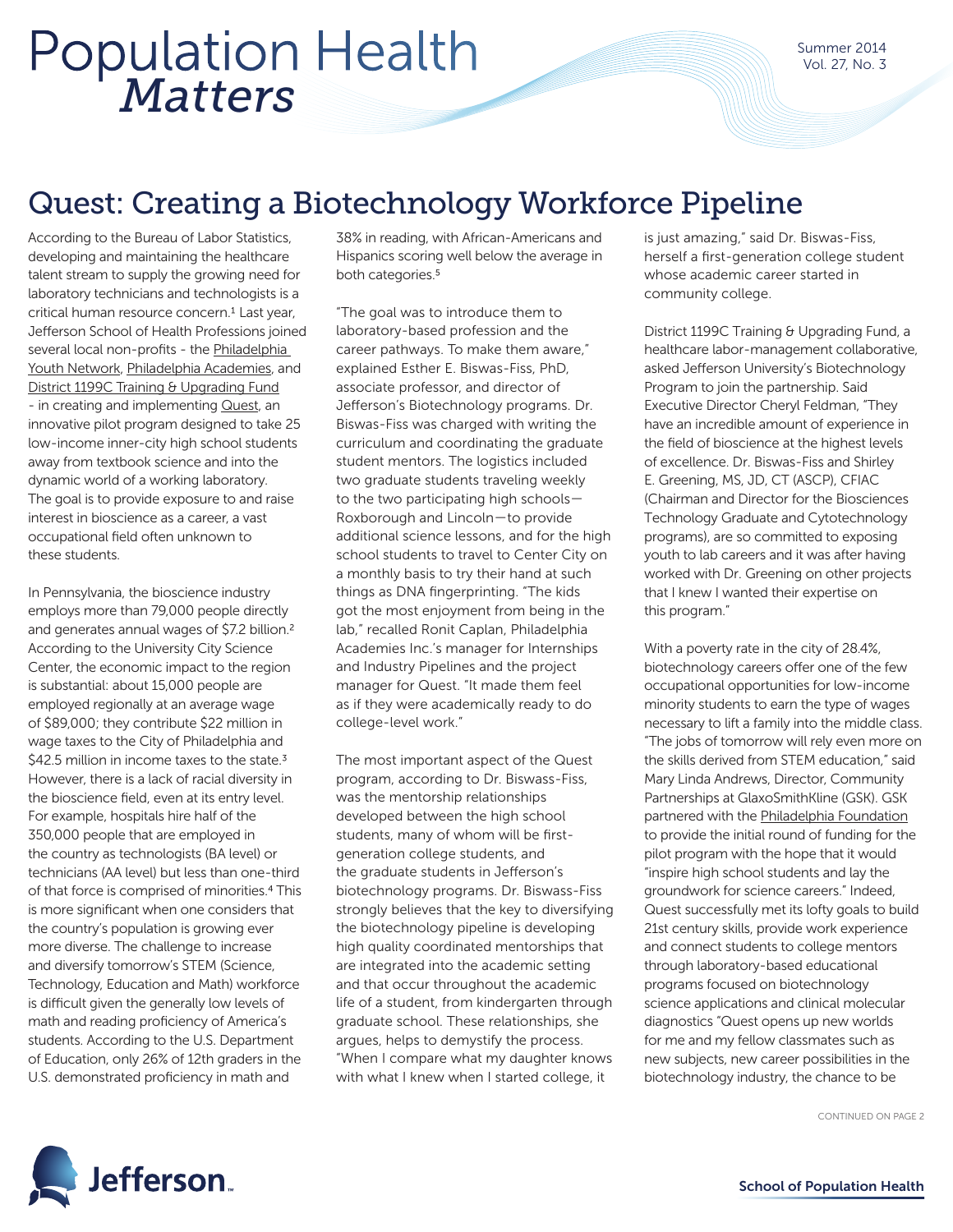# Quest: Creating a Biotechnology Workforce Pipeline

According to the Bureau of Labor Statistics, developing and maintaining the healthcare talent stream to supply the growing need for laboratory technicians and technologists is a critical human resource concern.[1] Last year, Jefferson School of Health Professions joined several local non-profits - the Philadelphia Youth Network, Philadelphia Academies, and District 1199C Training & Upgrading Fund - in creating and implementing Quest, an innovative pilot program designed to take 25 low-income inner-city high school students away from textbook science and into the dynamic world of a working laboratory. The goal is to provide exposure to and raise interest in bioscience as a career, a vast occupational field often unknown to these students.

In Pennsylvania, the bioscience industry employs more than 79,000 people directly and generates annual wages of $7.2 billion.[2] According to the University City Science Center, the economic impact to the region is substantial: about 15,000 people are employed regionally at an average wage of $89,000; they contribute $22 million in wage taxes to the City of Philadelphia and $42.5 million in income taxes to the state.[3] However, there is a lack of racial diversity in the bioscience field, even at its entry level. For example, hospitals hire half of the 350,000 people that are employed in the country as technologists (BA level) or technicians (AA level) but less than one-third of that force is comprised of minorities.[4] This is more significant when one considers that the country's population is growing ever more diverse. The challenge to increase and diversify tomorrow's STEM (Science, Technology, Education and Math) workforce is difficult given the generally low levels of math and reading proficiency of America's students. According to the U.S. Department of Education, only 26% of 12th graders in the U.S. demonstrated proficiency in math and 38% in reading, with African-Americans and Hispanics scoring well below the average in both categories.[5]

"The goal was to introduce them to laboratory-based profession and the career pathways. To make them aware," explained Esther E. Biswas-Fiss, PhD, associate professor, and director of Jefferson's Biotechnology programs. Dr. Biswas-Fiss was charged with writing the curriculum and coordinating the graduate student mentors. The logistics included two graduate students traveling weekly to the two participating high schools—Roxborough and Lincoln—to provide additional science lessons, and for the high school students to travel to Center City on a monthly basis to try their hand at such things as DNA fingerprinting. "The kids got the most enjoyment from being in the lab," recalled Ronit Caplan, Philadelphia Academies Inc.'s manager for Internships and Industry Pipelines and the project manager for Quest. "It made them feel as if they were academically ready to do college-level work."

The most important aspect of the Quest program, according to Dr. Biswass-Fiss, was the mentorship relationships developed between the high school students, many of whom will be first-generation college students, and the graduate students in Jefferson's biotechnology programs. Dr. Biswas-Fiss strongly believes that the key to diversifying the biotechnology pipeline is developing high quality coordinated mentorships that are integrated into the academic setting and that occur throughout the academic life of a student, from kindergarten through graduate school. These relationships, she argues, helps to demystify the process. "When I compare what my daughter knows with what I knew when I started college, it is just amazing," said Dr. Biswas-Fiss, herself a first-generation college student whose academic career started in community college.

District 1199C Training & Upgrading Fund, a healthcare labor-management collaborative, asked Jefferson University's Biotechnology Program to join the partnership. Said Executive Director Cheryl Feldman, "They have an incredible amount of experience in the field of bioscience at the highest levels of excellence. Dr. Biswas-Fiss and Shirley E. Greening, MS, JD, CT (ASCP), CFIAC (Chairman and Director for the Biosciences Technology Graduate and Cytotechnology programs), are so committed to exposing youth to lab careers and it was after having worked with Dr. Greening on other projects that I knew I wanted their expertise on this program."

With a poverty rate in the city of 28.4%, biotechnology careers offer one of the few occupational opportunities for low-income minority students to earn the type of wages necessary to lift a family into the middle class. "The jobs of tomorrow will rely even more on the skills derived from STEM education," said Mary Linda Andrews, Director, Community Partnerships at GlaxoSmithKline (GSK). GSK partnered with the Philadelphia Foundation to provide the initial round of funding for the pilot program with the hope that it would "inspire high school students and lay the groundwork for science careers." Indeed, Quest successfully met its lofty goals to build 21st century skills, provide work experience and connect students to college mentors through laboratory-based educational programs focused on biotechnology science applications and clinical molecular diagnostics "Quest opens up new worlds for me and my fellow classmates such as new subjects, new career possibilities in the biotechnology industry, the chance to be

CONTINUED ON PAGE 2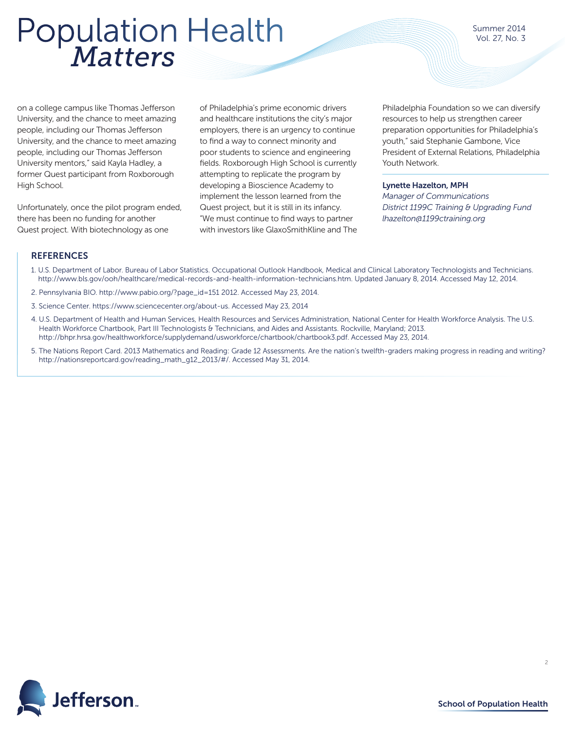on a college campus like Thomas Jefferson University, and the chance to meet amazing people, including our Thomas Jefferson University, and the chance to meet amazing people, including our Thomas Jefferson University mentors," said Kayla Hadley, a former Quest participant from Roxborough High School.

Unfortunately, once the pilot program ended, there has been no funding for another Quest project. With biotechnology as one of Philadelphia's prime economic drivers and healthcare institutions the city's major employers, there is an urgency to continue to find a way to connect minority and poor students to science and engineering fields. Roxborough High School is currently attempting to replicate the program by developing a Bioscience Academy to implement the lesson learned from the Quest project, but it is still in its infancy. "We must continue to find ways to partner with investors like GlaxoSmithKline and The Philadelphia Foundation so we can diversify resources to help us strengthen career preparation opportunities for Philadelphia's youth," said Stephanie Gambone, Vice President of External Relations, Philadelphia Youth Network.

**Lynette Hazelton, MPH**
*Manager of Communications*
*District 1199C Training & Upgrading Fund*
*lhazelton@1199ctraining.org*

## REFERENCES

1. U.S. Department of Labor. Bureau of Labor Statistics. Occupational Outlook Handbook, Medical and Clinical Laboratory Technologists and Technicians. http://www.bls.gov/ooh/healthcare/medical-records-and-health-information-technicians.htm. Updated January 8, 2014. Accessed May 12, 2014.
2. Pennsylvania BIO. http://www.pabio.org/?page_id=151 2012. Accessed May 23, 2014.
3. Science Center. https://www.sciencecenter.org/about-us. Accessed May 23, 2014
4. U.S. Department of Health and Human Services, Health Resources and Services Administration, National Center for Health Workforce Analysis. The U.S. Health Workforce Chartbook, Part III Technologists & Technicians, and Aides and Assistants. Rockville, Maryland; 2013. http://bhpr.hrsa.gov/healthworkforce/supplydemand/usworkforce/chartbook/chartbook3.pdf. Accessed May 23, 2014.
5. The Nations Report Card. 2013 Mathematics and Reading: Grade 12 Assessments. Are the nation's twelfth-graders making progress in reading and writing? http://nationsreportcard.gov/reading_math_g12_2013/#/. Accessed May 31, 2014.